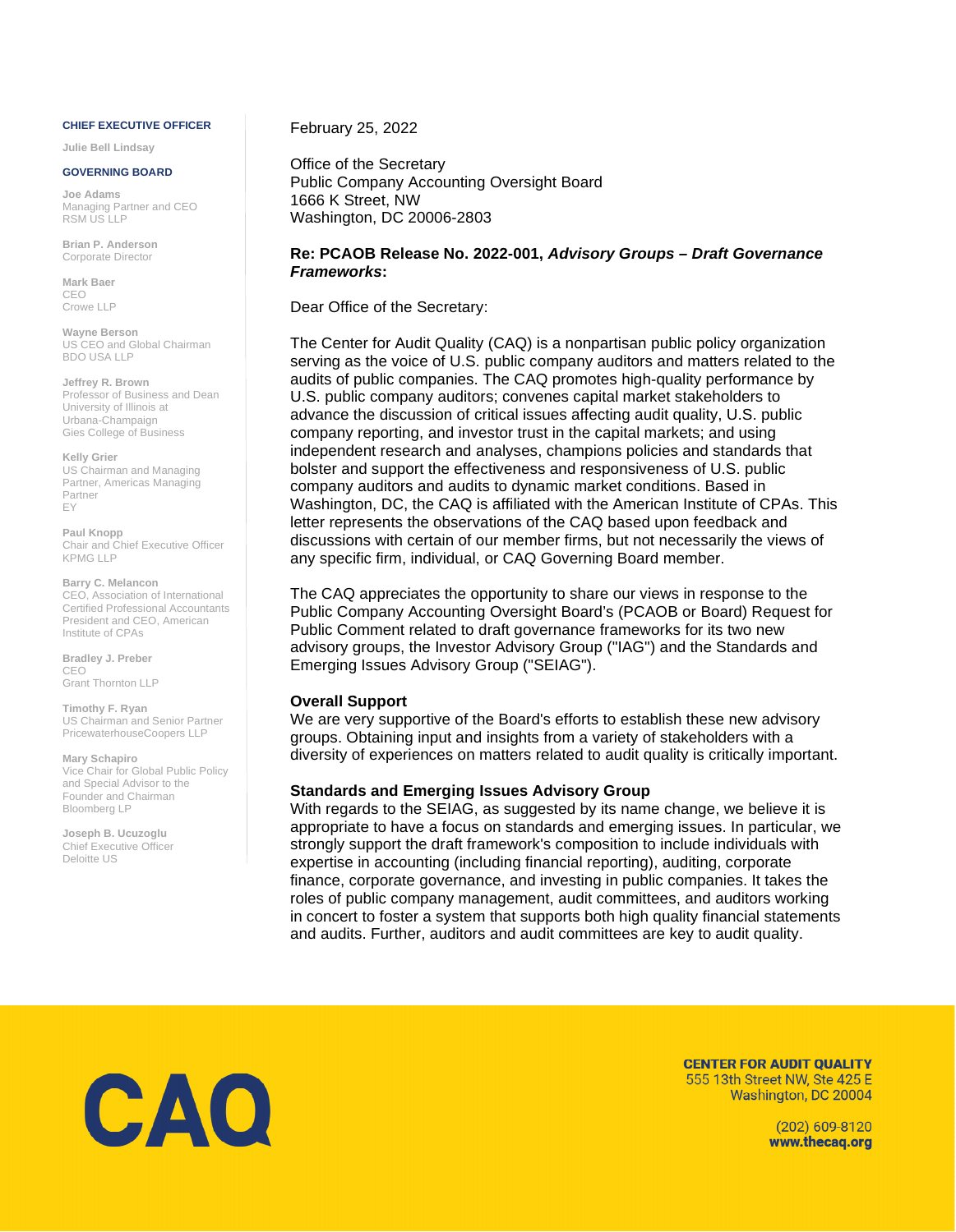**CHIEF EXECUTIVE OFFICER**

Julie Bell Lindsay

**GOVERNING BOARD**

Joe Adams
Managing Partner and CEO
RSM US LLP

Brian P. Anderson
Corporate Director

Mark Baer
CEO
Crowe LLP

Wayne Berson
US CEO and Global Chairman
BDO USA LLP

Jeffrey R. Brown
Professor of Business and Dean
University of Illinois at Urbana-Champaign
Gies College of Business

Kelly Grier
US Chairman and Managing Partner, Americas Managing Partner
EY

Paul Knopp
Chair and Chief Executive Officer
KPMG LLP

Barry C. Melancon
CEO, Association of International Certified Professional Accountants
President and CEO, American Institute of CPAs

Bradley J. Preber
CEO
Grant Thornton LLP

Timothy F. Ryan
US Chairman and Senior Partner
PricewaterhouseCoopers LLP

Mary Schapiro
Vice Chair for Global Public Policy and Special Advisor to the Founder and Chairman
Bloomberg LP

Joseph B. Ucuzoglu
Chief Executive Officer
Deloitte US

February 25, 2022

Office of the Secretary
Public Company Accounting Oversight Board
1666 K Street, NW
Washington, DC 20006-2803

**Re: PCAOB Release No. 2022-001, *Advisory Groups – Draft Governance Frameworks*:**

Dear Office of the Secretary:

The Center for Audit Quality (CAQ) is a nonpartisan public policy organization serving as the voice of U.S. public company auditors and matters related to the audits of public companies. The CAQ promotes high-quality performance by U.S. public company auditors; convenes capital market stakeholders to advance the discussion of critical issues affecting audit quality, U.S. public company reporting, and investor trust in the capital markets; and using independent research and analyses, champions policies and standards that bolster and support the effectiveness and responsiveness of U.S. public company auditors and audits to dynamic market conditions. Based in Washington, DC, the CAQ is affiliated with the American Institute of CPAs. This letter represents the observations of the CAQ based upon feedback and discussions with certain of our member firms, but not necessarily the views of any specific firm, individual, or CAQ Governing Board member.

The CAQ appreciates the opportunity to share our views in response to the Public Company Accounting Oversight Board's (PCAOB or Board) Request for Public Comment related to draft governance frameworks for its two new advisory groups, the Investor Advisory Group ("IAG") and the Standards and Emerging Issues Advisory Group ("SEIAG").

**Overall Support**

We are very supportive of the Board's efforts to establish these new advisory groups. Obtaining input and insights from a variety of stakeholders with a diversity of experiences on matters related to audit quality is critically important.

**Standards and Emerging Issues Advisory Group**

With regards to the SEIAG, as suggested by its name change, we believe it is appropriate to have a focus on standards and emerging issues. In particular, we strongly support the draft framework's composition to include individuals with expertise in accounting (including financial reporting), auditing, corporate finance, corporate governance, and investing in public companies. It takes the roles of public company management, audit committees, and auditors working in concert to foster a system that supports both high quality financial statements and audits. Further, auditors and audit committees are key to audit quality.

CAQ

**CENTER FOR AUDIT QUALITY**
555 13th Street NW, Ste 425 E
Washington, DC 20004

(202) 609-8120
**www.thecaq.org**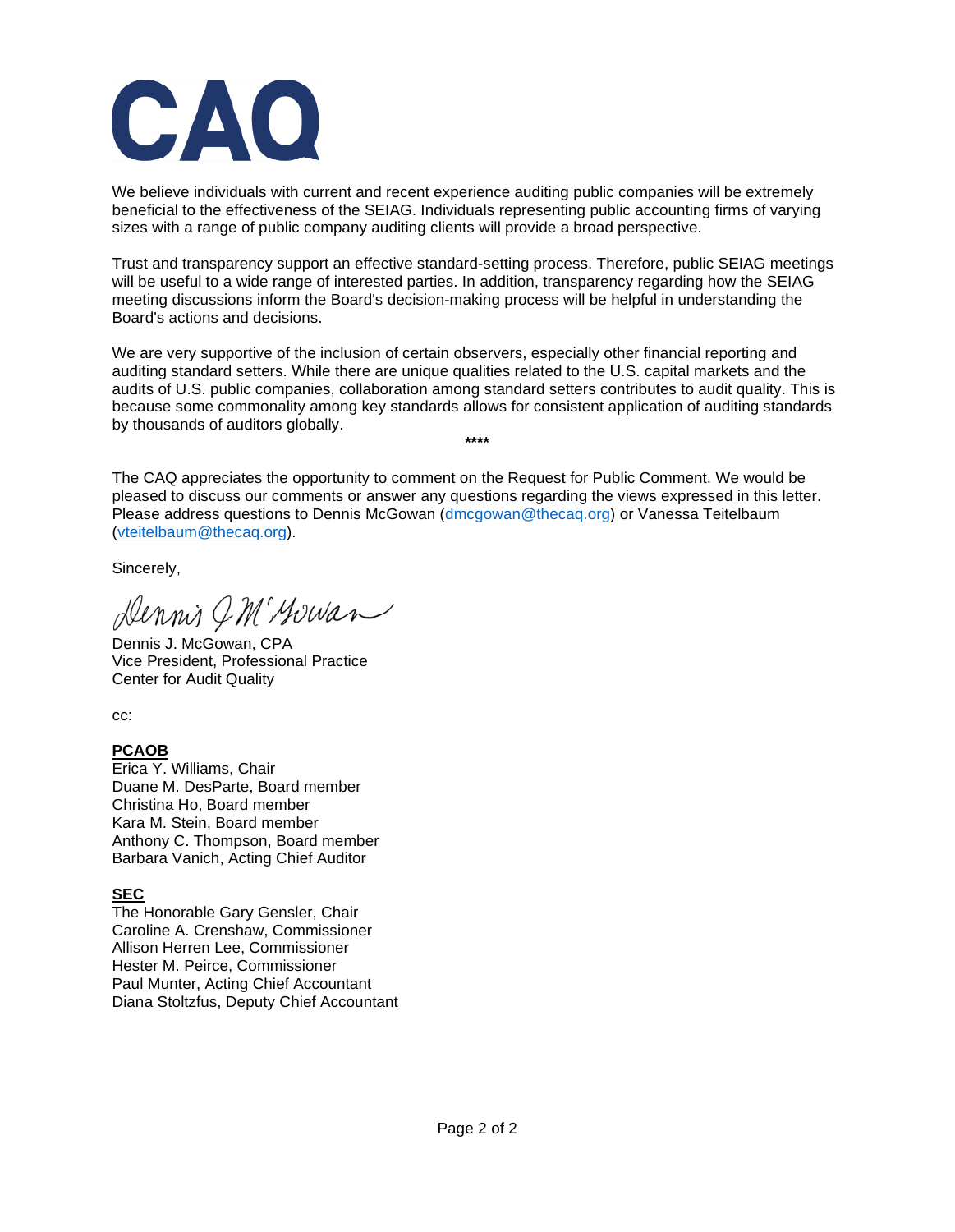We believe individuals with current and recent experience auditing public companies will be extremely beneficial to the effectiveness of the SEIAG. Individuals representing public accounting firms of varying sizes with a range of public company auditing clients will provide a broad perspective.

Trust and transparency support an effective standard-setting process. Therefore, public SEIAG meetings will be useful to a wide range of interested parties. In addition, transparency regarding how the SEIAG meeting discussions inform the Board's decision-making process will be helpful in understanding the Board's actions and decisions.

We are very supportive of the inclusion of certain observers, especially other financial reporting and auditing standard setters. While there are unique qualities related to the U.S. capital markets and the audits of U.S. public companies, collaboration among standard setters contributes to audit quality. This is because some commonality among key standards allows for consistent application of auditing standards by thousands of auditors globally.

****

The CAQ appreciates the opportunity to comment on the Request for Public Comment. We would be pleased to discuss our comments or answer any questions regarding the views expressed in this letter. Please address questions to Dennis McGowan (dmcgowan@thecaq.org) or Vanessa Teitelbaum (vteitelbaum@thecaq.org).

Sincerely,

Dennis J. McGowan

Dennis J. McGowan, CPA
Vice President, Professional Practice
Center for Audit Quality

cc:

**PCAOB**
Erica Y. Williams, Chair
Duane M. DesParte, Board member
Christina Ho, Board member
Kara M. Stein, Board member
Anthony C. Thompson, Board member
Barbara Vanich, Acting Chief Auditor

**SEC**
The Honorable Gary Gensler, Chair
Caroline A. Crenshaw, Commissioner
Allison Herren Lee, Commissioner
Hester M. Peirce, Commissioner
Paul Munter, Acting Chief Accountant
Diana Stoltzfus, Deputy Chief Accountant